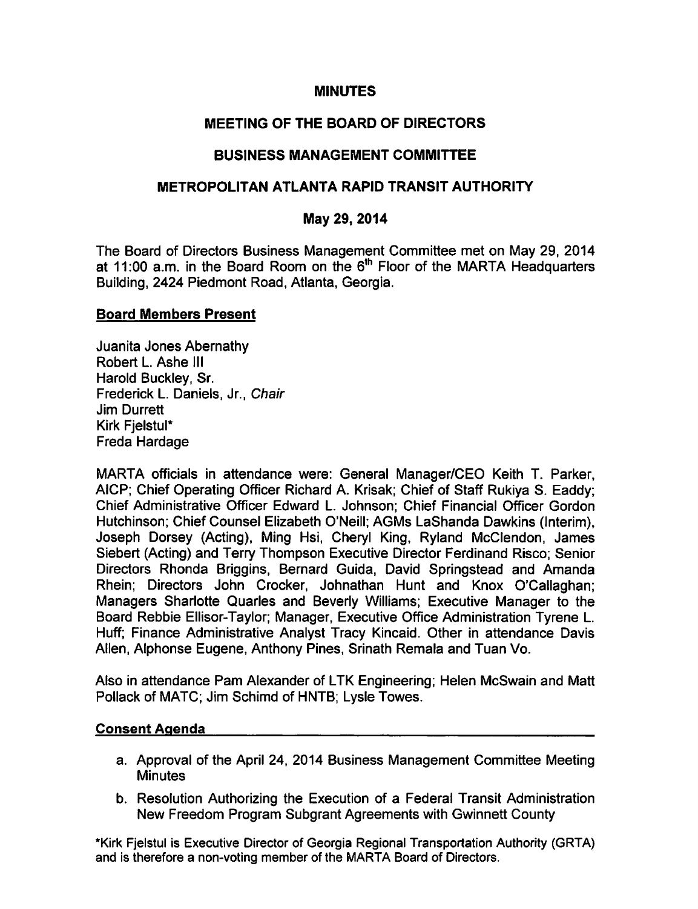# MINUTES

## MEETING OF THE BOARD OF DIRECTORS

## BUSINESS MANAGEMENT COMMITTEE

## METROPOLITAN ATLANTA RAPID TRANSIT AUTHORITY

## May 29, 2014

The Board of Directors Business Management Committee met on May 29, 2014 at 11:00 a.m. in the Board Room on the 6th Floor of the MARTA Headquarters Building, 2424 Piedmont Road, Atlanta, Georgia.

**Board Members Present**

Juanita Jones Abernathy
Robert L. Ashe III
Harold Buckley, Sr.
Frederick L. Daniels, Jr., *Chair*
Jim Durrett
Kirk Fjelstul*
Freda Hardage

MARTA officials in attendance were: General Manager/CEO Keith T. Parker, AICP; Chief Operating Officer Richard A. Krisak; Chief of Staff Rukiya S. Eaddy; Chief Administrative Officer Edward L. Johnson; Chief Financial Officer Gordon Hutchinson; Chief Counsel Elizabeth O'Neill; AGMs LaShanda Dawkins (Interim), Joseph Dorsey (Acting), Ming Hsi, Cheryl King, Ryland McClendon, James Siebert (Acting) and Terry Thompson Executive Director Ferdinand Risco; Senior Directors Rhonda Briggins, Bernard Guida, David Springstead and Amanda Rhein; Directors John Crocker, Johnathan Hunt and Knox O'Callaghan; Managers Sharlotte Quarles and Beverly Williams; Executive Manager to the Board Rebbie Ellisor-Taylor; Manager, Executive Office Administration Tyrene L. Huff; Finance Administrative Analyst Tracy Kincaid. Other in attendance Davis Allen, Alphonse Eugene, Anthony Pines, Srinath Remala and Tuan Vo.

Also in attendance Pam Alexander of LTK Engineering; Helen McSwain and Matt Pollack of MATC; Jim Schimd of HNTB; Lysle Towes.

**Consent Agenda**

a. Approval of the April 24, 2014 Business Management Committee Meeting Minutes
b. Resolution Authorizing the Execution of a Federal Transit Administration New Freedom Program Subgrant Agreements with Gwinnett County

*Kirk Fjelstul is Executive Director of Georgia Regional Transportation Authority (GRTA) and is therefore a non-voting member of the MARTA Board of Directors.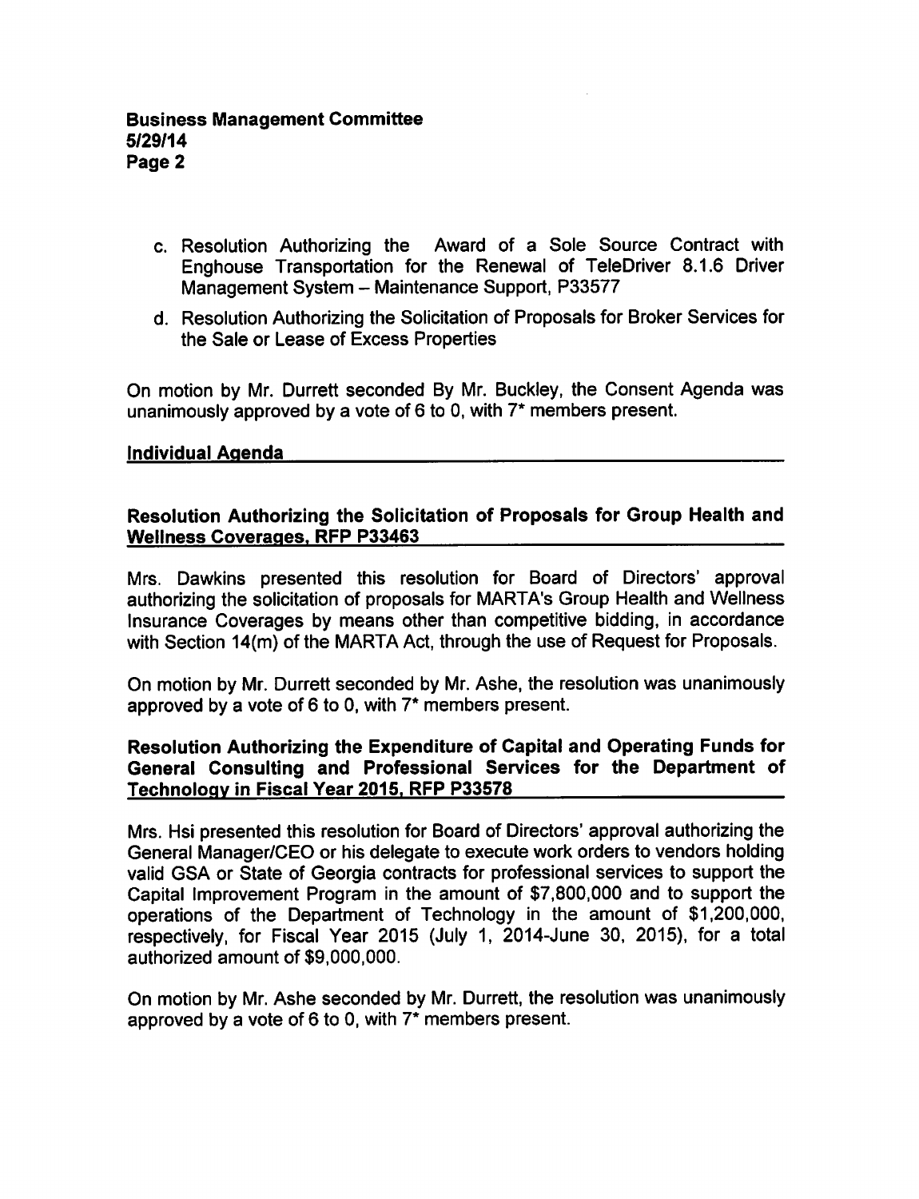c. Resolution Authorizing the Award of a Sole Source Contract with Enghouse Transportation for the Renewal of TeleDriver 8.1.6 Driver Management System – Maintenance Support, P33577

d. Resolution Authorizing the Solicitation of Proposals for Broker Services for the Sale or Lease of Excess Properties

On motion by Mr. Durrett seconded By Mr. Buckley, the Consent Agenda was unanimously approved by a vote of 6 to 0, with 7* members present.

## Individual Agenda

### Resolution Authorizing the Solicitation of Proposals for Group Health and Wellness Coverages, RFP P33463

Mrs. Dawkins presented this resolution for Board of Directors' approval authorizing the solicitation of proposals for MARTA's Group Health and Wellness Insurance Coverages by means other than competitive bidding, in accordance with Section 14(m) of the MARTA Act, through the use of Request for Proposals.

On motion by Mr. Durrett seconded by Mr. Ashe, the resolution was unanimously approved by a vote of 6 to 0, with 7* members present.

### Resolution Authorizing the Expenditure of Capital and Operating Funds for General Consulting and Professional Services for the Department of Technology in Fiscal Year 2015, RFP P33578

Mrs. Hsi presented this resolution for Board of Directors' approval authorizing the General Manager/CEO or his delegate to execute work orders to vendors holding valid GSA or State of Georgia contracts for professional services to support the Capital Improvement Program in the amount of $7,800,000 and to support the operations of the Department of Technology in the amount of $1,200,000, respectively, for Fiscal Year 2015 (July 1, 2014-June 30, 2015), for a total authorized amount of $9,000,000.

On motion by Mr. Ashe seconded by Mr. Durrett, the resolution was unanimously approved by a vote of 6 to 0, with 7* members present.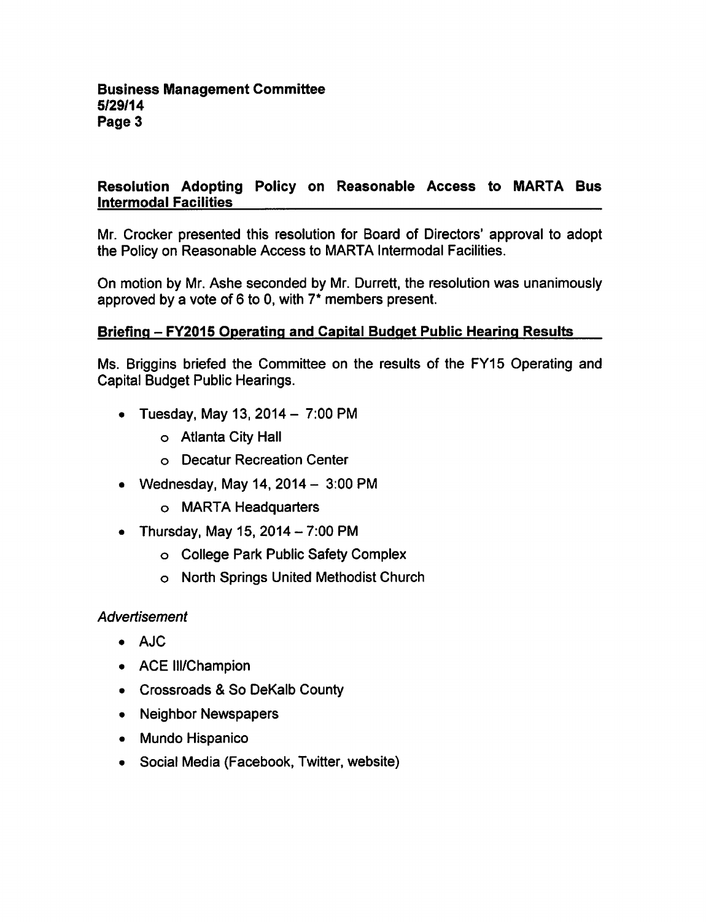### Resolution Adopting Policy on Reasonable Access to MARTA Bus Intermodal Facilities

Mr. Crocker presented this resolution for Board of Directors' approval to adopt the Policy on Reasonable Access to MARTA Intermodal Facilities.

On motion by Mr. Ashe seconded by Mr. Durrett, the resolution was unanimously approved by a vote of 6 to 0, with 7* members present.

### Briefing – FY2015 Operating and Capital Budget Public Hearing Results

Ms. Briggins briefed the Committee on the results of the FY15 Operating and Capital Budget Public Hearings.

- Tuesday, May 13, 2014 – 7:00 PM
  - Atlanta City Hall
  - Decatur Recreation Center
- Wednesday, May 14, 2014 – 3:00 PM
  - MARTA Headquarters
- Thursday, May 15, 2014 – 7:00 PM
  - College Park Public Safety Complex
  - North Springs United Methodist Church

*Advertisement*

- AJC
- ACE III/Champion
- Crossroads & So DeKalb County
- Neighbor Newspapers
- Mundo Hispanico
- Social Media (Facebook, Twitter, website)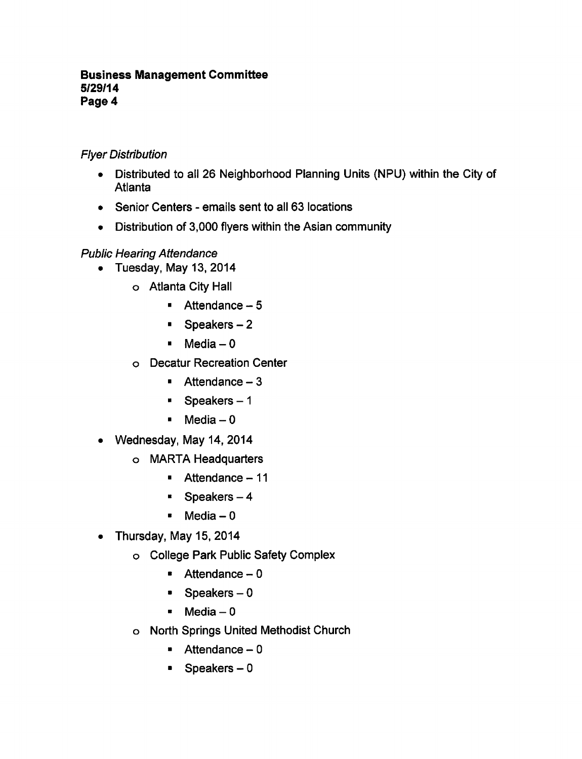*Flyer Distribution*

- Distributed to all 26 Neighborhood Planning Units (NPU) within the City of Atlanta
- Senior Centers - emails sent to all 63 locations
- Distribution of 3,000 flyers within the Asian community

*Public Hearing Attendance*

- Tuesday, May 13, 2014
    - Atlanta City Hall
        - Attendance – 5
        - Speakers – 2
        - Media – 0
    - Decatur Recreation Center
        - Attendance – 3
        - Speakers – 1
        - Media – 0
- Wednesday, May 14, 2014
    - MARTA Headquarters
        - Attendance – 11
        - Speakers – 4
        - Media – 0
- Thursday, May 15, 2014
    - College Park Public Safety Complex
        - Attendance – 0
        - Speakers – 0
        - Media – 0
    - North Springs United Methodist Church
        - Attendance – 0
        - Speakers – 0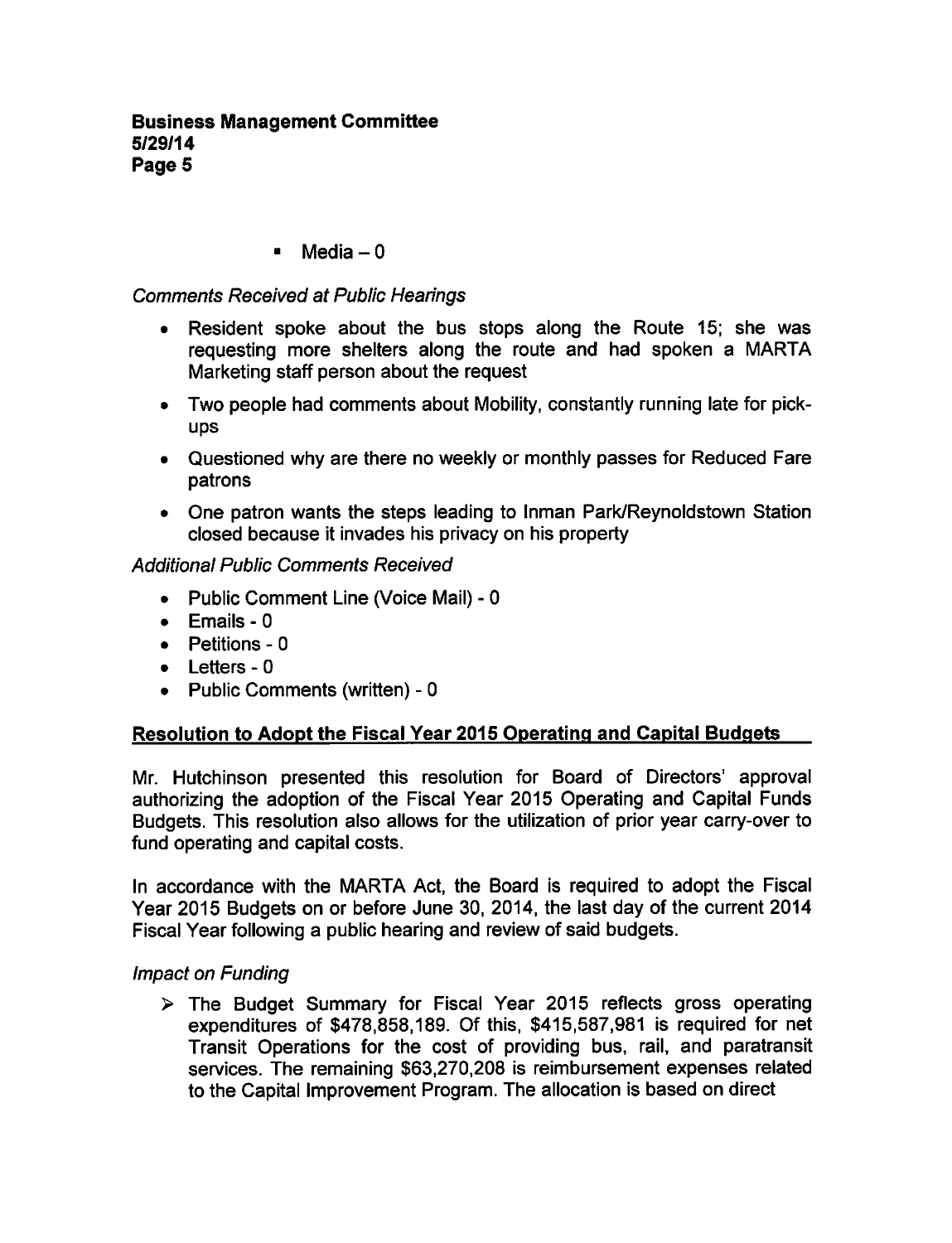- Media – 0

*Comments Received at Public Hearings*

- Resident spoke about the bus stops along the Route 15; she was requesting more shelters along the route and had spoken a MARTA Marketing staff person about the request
- Two people had comments about Mobility, constantly running late for pick-ups
- Questioned why are there no weekly or monthly passes for Reduced Fare patrons
- One patron wants the steps leading to Inman Park/Reynoldstown Station closed because it invades his privacy on his property

*Additional Public Comments Received*

- Public Comment Line (Voice Mail) - 0
- Emails - 0
- Petitions - 0
- Letters - 0
- Public Comments (written) - 0

## Resolution to Adopt the Fiscal Year 2015 Operating and Capital Budgets

Mr. Hutchinson presented this resolution for Board of Directors' approval authorizing the adoption of the Fiscal Year 2015 Operating and Capital Funds Budgets. This resolution also allows for the utilization of prior year carry-over to fund operating and capital costs.

In accordance with the MARTA Act, the Board is required to adopt the Fiscal Year 2015 Budgets on or before June 30, 2014, the last day of the current 2014 Fiscal Year following a public hearing and review of said budgets.

*Impact on Funding*

- The Budget Summary for Fiscal Year 2015 reflects gross operating expenditures of $478,858,189. Of this, $415,587,981 is required for net Transit Operations for the cost of providing bus, rail, and paratransit services. The remaining $63,270,208 is reimbursement expenses related to the Capital Improvement Program. The allocation is based on direct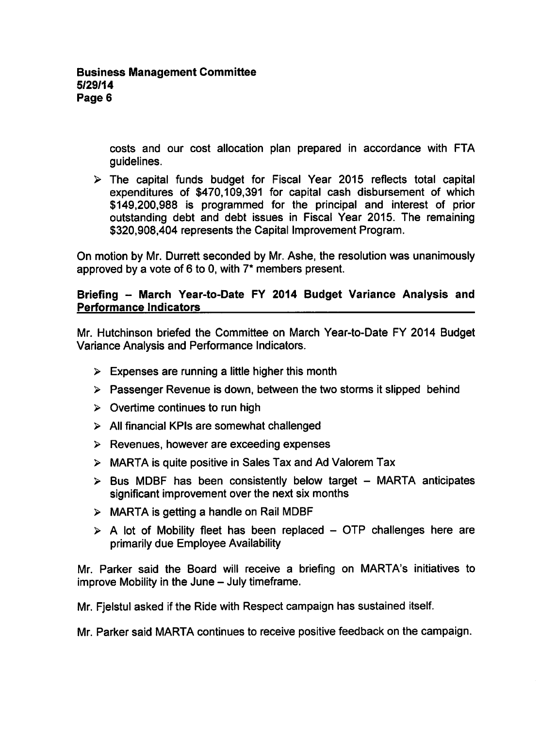costs and our cost allocation plan prepared in accordance with FTA guidelines.

- The capital funds budget for Fiscal Year 2015 reflects total capital expenditures of $470,109,391 for capital cash disbursement of which $149,200,988 is programmed for the principal and interest of prior outstanding debt and debt issues in Fiscal Year 2015. The remaining $320,908,404 represents the Capital Improvement Program.

On motion by Mr. Durrett seconded by Mr. Ashe, the resolution was unanimously approved by a vote of 6 to 0, with 7* members present.

**Briefing – March Year-to-Date FY 2014 Budget Variance Analysis and Performance Indicators**

Mr. Hutchinson briefed the Committee on March Year-to-Date FY 2014 Budget Variance Analysis and Performance Indicators.

- Expenses are running a little higher this month
- Passenger Revenue is down, between the two storms it slipped behind
- Overtime continues to run high
- All financial KPIs are somewhat challenged
- Revenues, however are exceeding expenses
- MARTA is quite positive in Sales Tax and Ad Valorem Tax
- Bus MDBF has been consistently below target – MARTA anticipates significant improvement over the next six months
- MARTA is getting a handle on Rail MDBF
- A lot of Mobility fleet has been replaced – OTP challenges here are primarily due Employee Availability

Mr. Parker said the Board will receive a briefing on MARTA's initiatives to improve Mobility in the June – July timeframe.

Mr. Fjelstul asked if the Ride with Respect campaign has sustained itself.

Mr. Parker said MARTA continues to receive positive feedback on the campaign.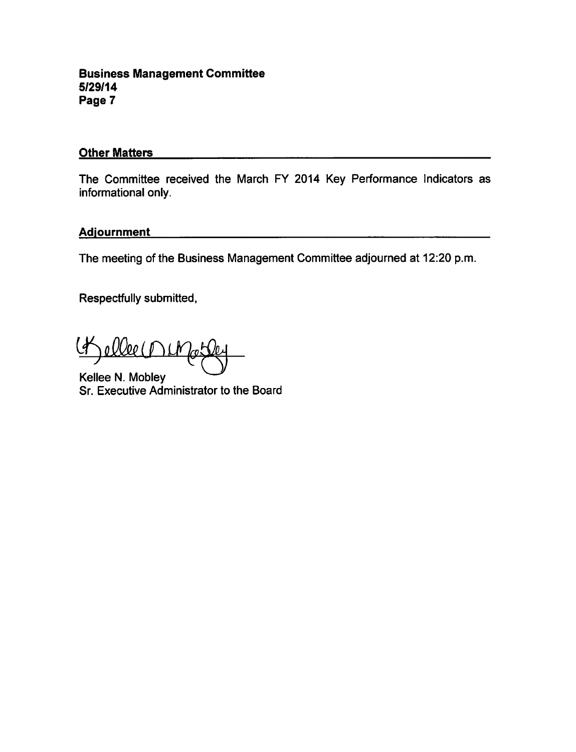## Other Matters

The Committee received the March FY 2014 Key Performance Indicators as informational only.

## Adjournment

The meeting of the Business Management Committee adjourned at 12:20 p.m.

Respectfully submitted,

Kellee N. Mobley
Sr. Executive Administrator to the Board